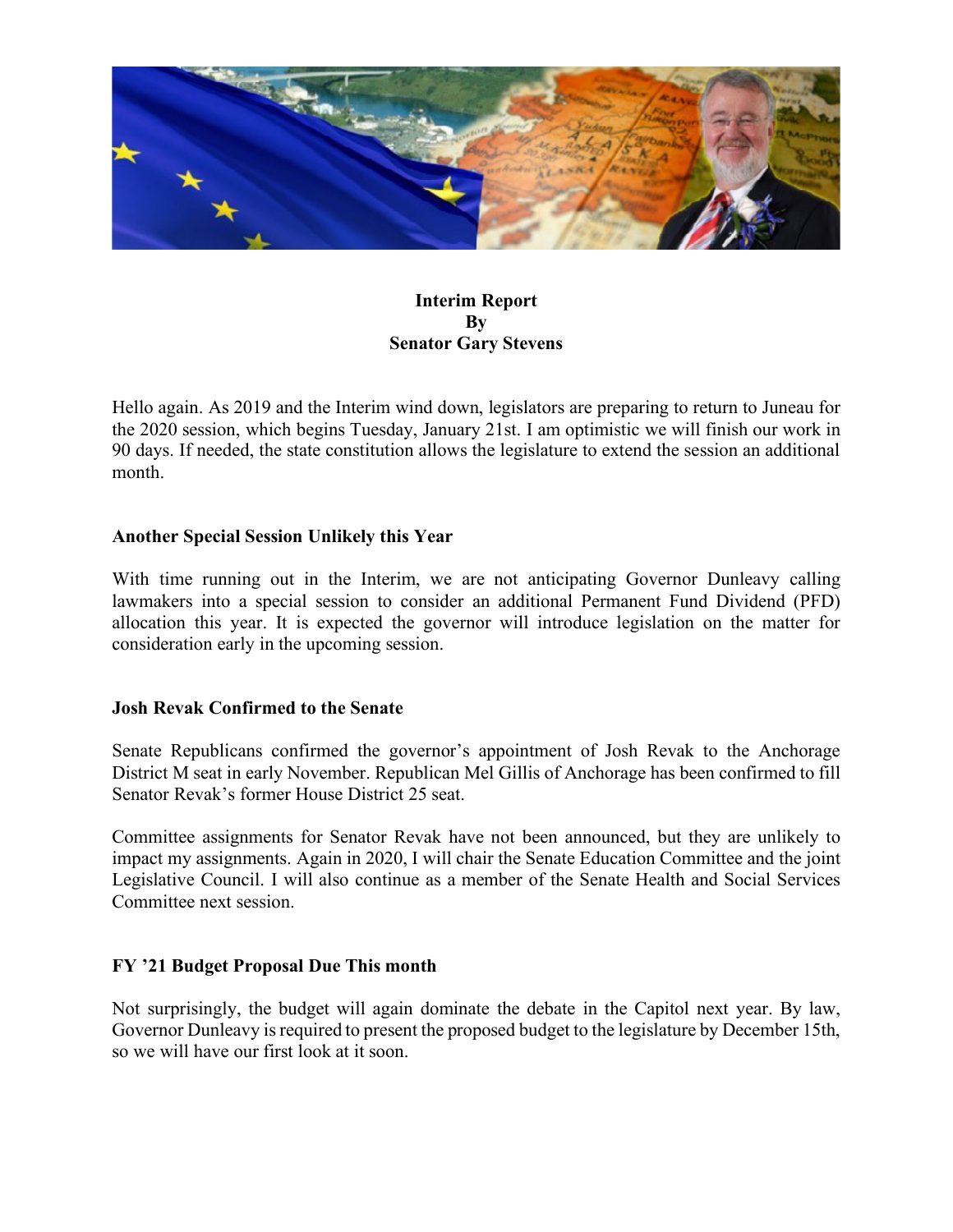**Interim Report**
**By**
**Senator Gary Stevens**

Hello again. As 2019 and the Interim wind down, legislators are preparing to return to Juneau for the 2020 session, which begins Tuesday, January 21st. I am optimistic we will finish our work in 90 days. If needed, the state constitution allows the legislature to extend the session an additional month.

## Another Special Session Unlikely this Year

With time running out in the Interim, we are not anticipating Governor Dunleavy calling lawmakers into a special session to consider an additional Permanent Fund Dividend (PFD) allocation this year. It is expected the governor will introduce legislation on the matter for consideration early in the upcoming session.

## Josh Revak Confirmed to the Senate

Senate Republicans confirmed the governor's appointment of Josh Revak to the Anchorage District M seat in early November. Republican Mel Gillis of Anchorage has been confirmed to fill Senator Revak's former House District 25 seat.

Committee assignments for Senator Revak have not been announced, but they are unlikely to impact my assignments. Again in 2020, I will chair the Senate Education Committee and the joint Legislative Council. I will also continue as a member of the Senate Health and Social Services Committee next session.

## FY '21 Budget Proposal Due This month

Not surprisingly, the budget will again dominate the debate in the Capitol next year. By law, Governor Dunleavy is required to present the proposed budget to the legislature by December 15th, so we will have our first look at it soon.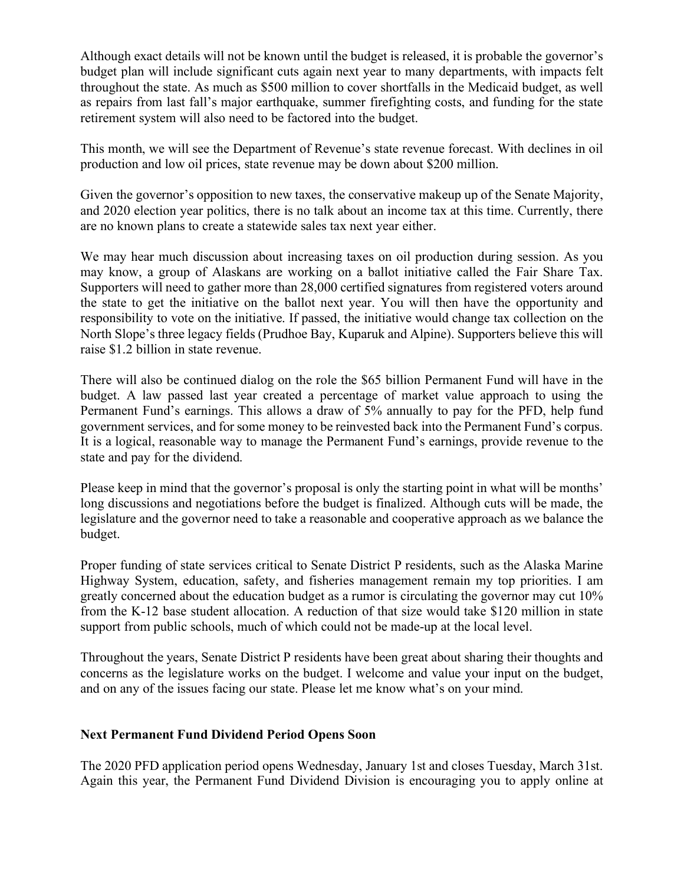Although exact details will not be known until the budget is released, it is probable the governor's budget plan will include significant cuts again next year to many departments, with impacts felt throughout the state. As much as $500 million to cover shortfalls in the Medicaid budget, as well as repairs from last fall's major earthquake, summer firefighting costs, and funding for the state retirement system will also need to be factored into the budget.

This month, we will see the Department of Revenue's state revenue forecast. With declines in oil production and low oil prices, state revenue may be down about $200 million.

Given the governor's opposition to new taxes, the conservative makeup up of the Senate Majority, and 2020 election year politics, there is no talk about an income tax at this time. Currently, there are no known plans to create a statewide sales tax next year either.

We may hear much discussion about increasing taxes on oil production during session. As you may know, a group of Alaskans are working on a ballot initiative called the Fair Share Tax. Supporters will need to gather more than 28,000 certified signatures from registered voters around the state to get the initiative on the ballot next year. You will then have the opportunity and responsibility to vote on the initiative. If passed, the initiative would change tax collection on the North Slope's three legacy fields (Prudhoe Bay, Kuparuk and Alpine). Supporters believe this will raise $1.2 billion in state revenue.

There will also be continued dialog on the role the $65 billion Permanent Fund will have in the budget. A law passed last year created a percentage of market value approach to using the Permanent Fund's earnings. This allows a draw of 5% annually to pay for the PFD, help fund government services, and for some money to be reinvested back into the Permanent Fund's corpus. It is a logical, reasonable way to manage the Permanent Fund's earnings, provide revenue to the state and pay for the dividend.

Please keep in mind that the governor's proposal is only the starting point in what will be months' long discussions and negotiations before the budget is finalized. Although cuts will be made, the legislature and the governor need to take a reasonable and cooperative approach as we balance the budget.

Proper funding of state services critical to Senate District P residents, such as the Alaska Marine Highway System, education, safety, and fisheries management remain my top priorities. I am greatly concerned about the education budget as a rumor is circulating the governor may cut 10% from the K-12 base student allocation. A reduction of that size would take $120 million in state support from public schools, much of which could not be made-up at the local level.

Throughout the years, Senate District P residents have been great about sharing their thoughts and concerns as the legislature works on the budget. I welcome and value your input on the budget, and on any of the issues facing our state. Please let me know what's on your mind.

**Next Permanent Fund Dividend Period Opens Soon**

The 2020 PFD application period opens Wednesday, January 1st and closes Tuesday, March 31st. Again this year, the Permanent Fund Dividend Division is encouraging you to apply online at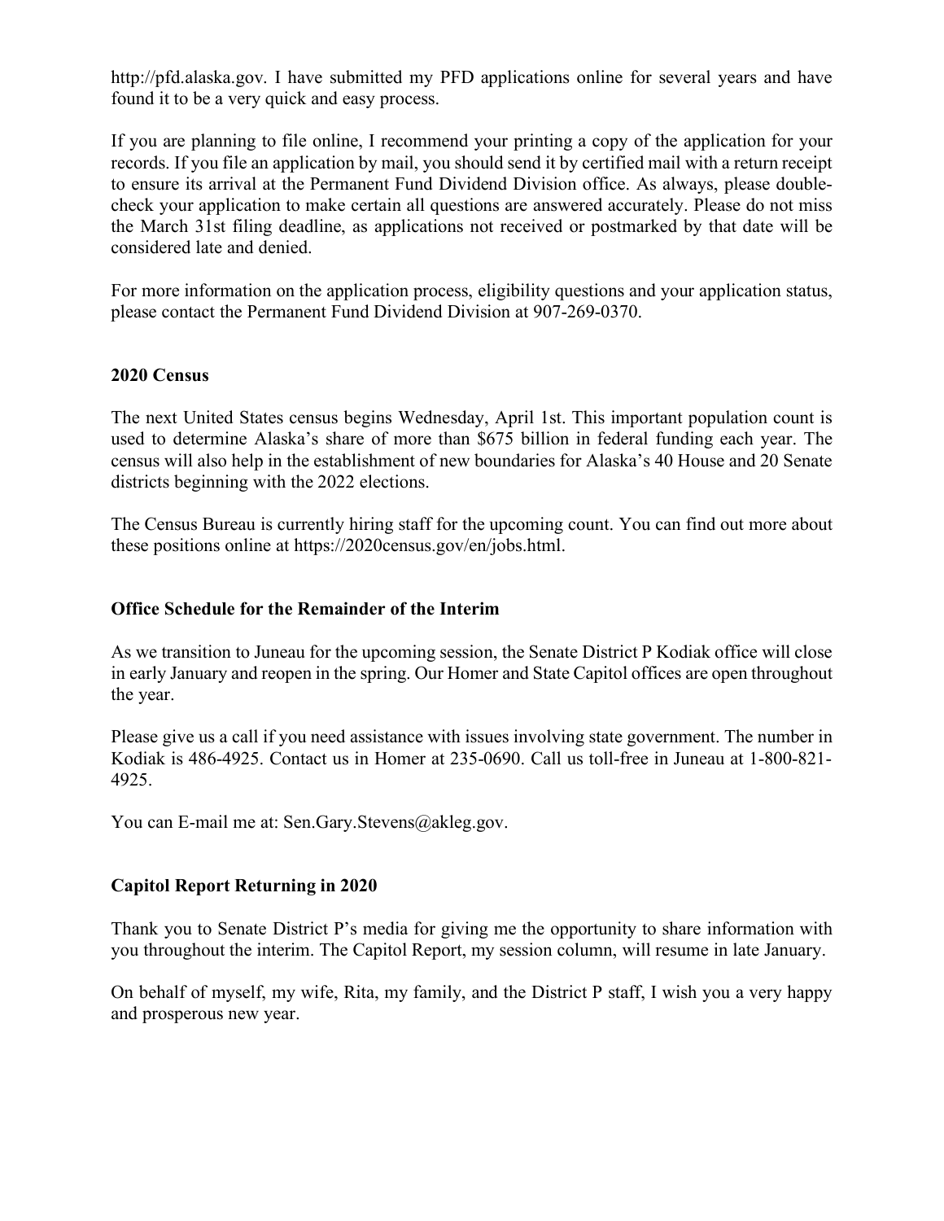http://pfd.alaska.gov. I have submitted my PFD applications online for several years and have found it to be a very quick and easy process.

If you are planning to file online, I recommend your printing a copy of the application for your records. If you file an application by mail, you should send it by certified mail with a return receipt to ensure its arrival at the Permanent Fund Dividend Division office. As always, please double-check your application to make certain all questions are answered accurately. Please do not miss the March 31st filing deadline, as applications not received or postmarked by that date will be considered late and denied.

For more information on the application process, eligibility questions and your application status, please contact the Permanent Fund Dividend Division at 907-269-0370.

**2020 Census**

The next United States census begins Wednesday, April 1st. This important population count is used to determine Alaska's share of more than $675 billion in federal funding each year. The census will also help in the establishment of new boundaries for Alaska's 40 House and 20 Senate districts beginning with the 2022 elections.

The Census Bureau is currently hiring staff for the upcoming count. You can find out more about these positions online at https://2020census.gov/en/jobs.html.

**Office Schedule for the Remainder of the Interim**

As we transition to Juneau for the upcoming session, the Senate District P Kodiak office will close in early January and reopen in the spring. Our Homer and State Capitol offices are open throughout the year.

Please give us a call if you need assistance with issues involving state government. The number in Kodiak is 486-4925. Contact us in Homer at 235-0690. Call us toll-free in Juneau at 1-800-821-4925.

You can E-mail me at: Sen.Gary.Stevens@akleg.gov.

**Capitol Report Returning in 2020**

Thank you to Senate District P's media for giving me the opportunity to share information with you throughout the interim. The Capitol Report, my session column, will resume in late January.

On behalf of myself, my wife, Rita, my family, and the District P staff, I wish you a very happy and prosperous new year.